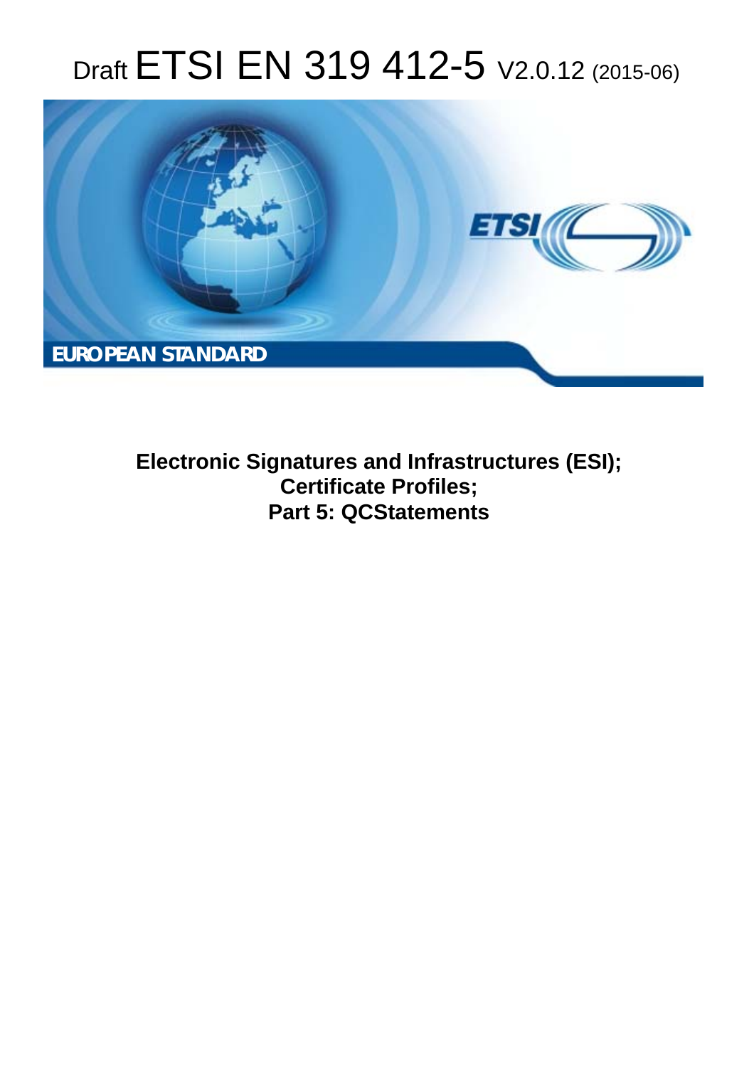# Draft ETSI EN 319 412-5 V2.0.12 (2015-06)

EUROPEAN STANDARD

**Electronic Signatures and Infrastructures (ESI); Certificate Profiles; Part 5: QCStatements**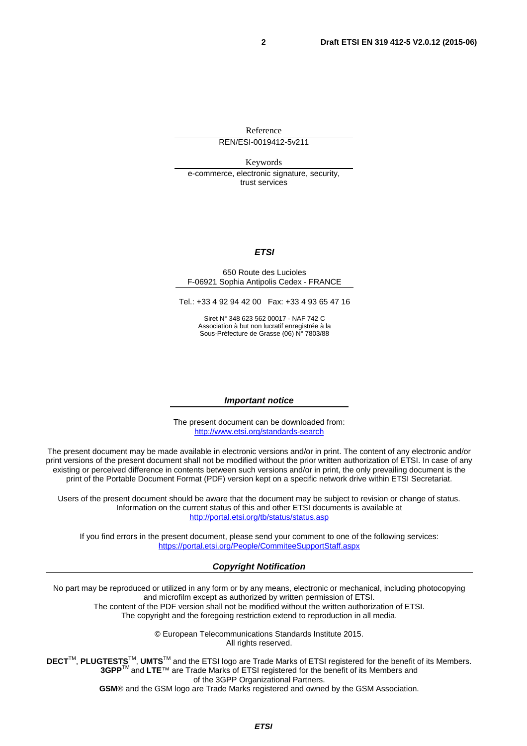Reference

REN/ESI-0019412-5v211

Keywords

e-commerce, electronic signature, security, trust services

***ETSI***

650 Route des Lucioles
F-06921 Sophia Antipolis Cedex - FRANCE

Tel.: +33 4 92 94 42 00 Fax: +33 4 93 65 47 16

Siret N° 348 623 562 00017 - NAF 742 C
Association à but non lucratif enregistrée à la
Sous-Préfecture de Grasse (06) N° 7803/88

***Important notice***

The present document can be downloaded from:
http://www.etsi.org/standards-search

The present document may be made available in electronic versions and/or in print. The content of any electronic and/or print versions of the present document shall not be modified without the prior written authorization of ETSI. In case of any existing or perceived difference in contents between such versions and/or in print, the only prevailing document is the print of the Portable Document Format (PDF) version kept on a specific network drive within ETSI Secretariat.

Users of the present document should be aware that the document may be subject to revision or change of status. Information on the current status of this and other ETSI documents is available at
http://portal.etsi.org/tb/status/status.asp

If you find errors in the present document, please send your comment to one of the following services:
https://portal.etsi.org/People/CommiteeSupportStaff.aspx

***Copyright Notification***

No part may be reproduced or utilized in any form or by any means, electronic or mechanical, including photocopying and microfilm except as authorized by written permission of ETSI.
The content of the PDF version shall not be modified without the written authorization of ETSI.
The copyright and the foregoing restriction extend to reproduction in all media.

© European Telecommunications Standards Institute 2015.
All rights reserved.

**DECT**™, **PLUGTESTS**™, **UMTS**™ and the ETSI logo are Trade Marks of ETSI registered for the benefit of its Members.
**3GPP**™ and **LTE**™ are Trade Marks of ETSI registered for the benefit of its Members and of the 3GPP Organizational Partners.
**GSM**® and the GSM logo are Trade Marks registered and owned by the GSM Association.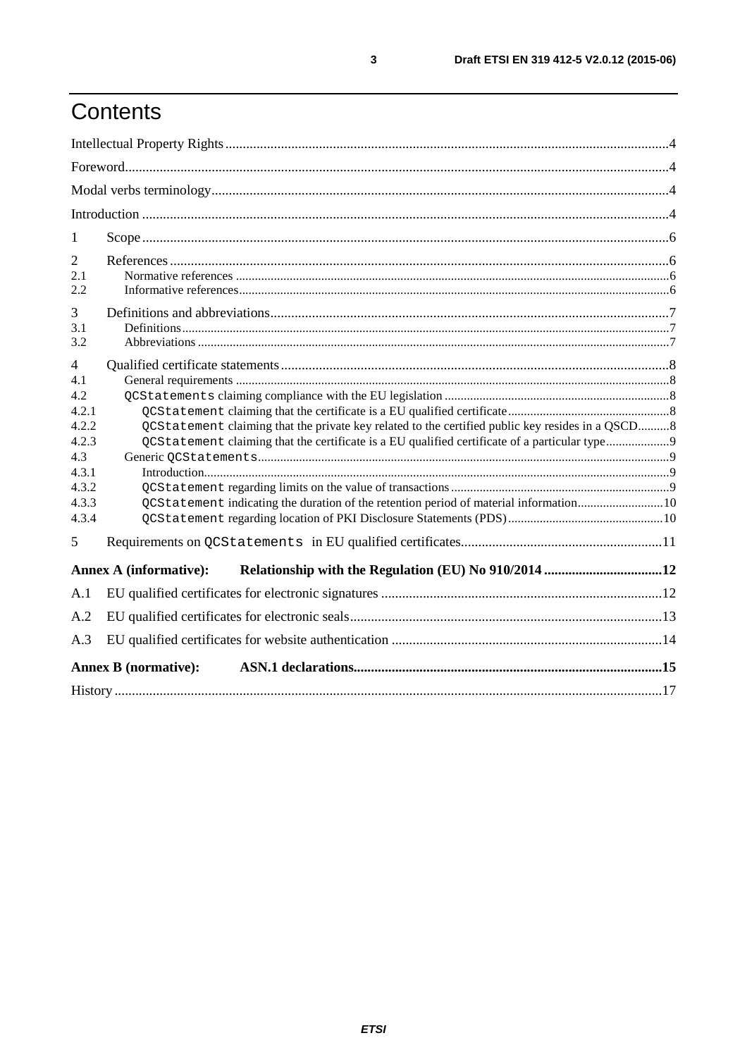# Contents

Intellectual Property Rights ..... 4
Foreword ..... 4
Modal verbs terminology ..... 4
Introduction ..... 4
1 Scope ..... 6
2 References ..... 6
2.1 Normative references ..... 6
2.2 Informative references ..... 6
3 Definitions and abbreviations ..... 7
3.1 Definitions ..... 7
3.2 Abbreviations ..... 7
4 Qualified certificate statements ..... 8
4.1 General requirements ..... 8
4.2 `QCStatements` claiming compliance with the EU legislation ..... 8
4.2.1 `QCStatement` claiming that the certificate is a EU qualified certificate ..... 8
4.2.2 `QCStatement` claiming that the private key related to the certified public key resides in a QSCD ..... 8
4.2.3 `QCStatement` claiming that the certificate is a EU qualified certificate of a particular type ..... 9
4.3 Generic `QCStatements` ..... 9
4.3.1 Introduction ..... 9
4.3.2 `QCStatement` regarding limits on the value of transactions ..... 9
4.3.3 `QCStatement` indicating the duration of the retention period of material information ..... 10
4.3.4 `QCStatement` regarding location of PKI Disclosure Statements (PDS) ..... 10
5 Requirements on `QCStatements` in EU qualified certificates ..... 11
**Annex A (informative): Relationship with the Regulation (EU) No 910/2014 ..... 12**
A.1 EU qualified certificates for electronic signatures ..... 12
A.2 EU qualified certificates for electronic seals ..... 13
A.3 EU qualified certificates for website authentication ..... 14
**Annex B (normative): ASN.1 declarations ..... 15**
History ..... 17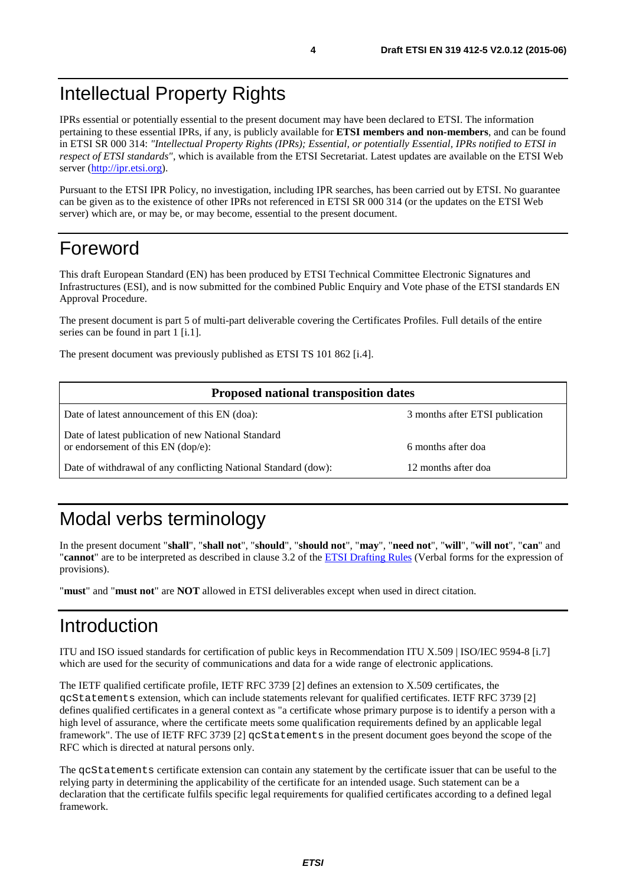# Intellectual Property Rights

IPRs essential or potentially essential to the present document may have been declared to ETSI. The information pertaining to these essential IPRs, if any, is publicly available for **ETSI members and non-members**, and can be found in ETSI SR 000 314: *"Intellectual Property Rights (IPRs); Essential, or potentially Essential, IPRs notified to ETSI in respect of ETSI standards"*, which is available from the ETSI Secretariat. Latest updates are available on the ETSI Web server (http://ipr.etsi.org).

Pursuant to the ETSI IPR Policy, no investigation, including IPR searches, has been carried out by ETSI. No guarantee can be given as to the existence of other IPRs not referenced in ETSI SR 000 314 (or the updates on the ETSI Web server) which are, or may be, or may become, essential to the present document.

# Foreword

This draft European Standard (EN) has been produced by ETSI Technical Committee Electronic Signatures and Infrastructures (ESI), and is now submitted for the combined Public Enquiry and Vote phase of the ETSI standards EN Approval Procedure.

The present document is part 5 of multi-part deliverable covering the Certificates Profiles. Full details of the entire series can be found in part 1 [i.1].

The present document was previously published as ETSI TS 101 862 [i.4].

| **Proposed national transposition dates** | |
|---|---|
| Date of latest announcement of this EN (doa): | 3 months after ETSI publication |
| Date of latest publication of new National Standard or endorsement of this EN (dop/e): | 6 months after doa |
| Date of withdrawal of any conflicting National Standard (dow): | 12 months after doa |

# Modal verbs terminology

In the present document "**shall**", "**shall not**", "**should**", "**should not**", "**may**", "**need not**", "**will**", "**will not**", "**can**" and "**cannot**" are to be interpreted as described in clause 3.2 of the ETSI Drafting Rules (Verbal forms for the expression of provisions).

"**must**" and "**must not**" are **NOT** allowed in ETSI deliverables except when used in direct citation.

# Introduction

ITU and ISO issued standards for certification of public keys in Recommendation ITU X.509 | ISO/IEC 9594-8 [i.7] which are used for the security of communications and data for a wide range of electronic applications.

The IETF qualified certificate profile, IETF RFC 3739 [2] defines an extension to X.509 certificates, the `qcStatements` extension, which can include statements relevant for qualified certificates. IETF RFC 3739 [2] defines qualified certificates in a general context as "a certificate whose primary purpose is to identify a person with a high level of assurance, where the certificate meets some qualification requirements defined by an applicable legal framework". The use of IETF RFC 3739 [2] `qcStatements` in the present document goes beyond the scope of the RFC which is directed at natural persons only.

The `qcStatements` certificate extension can contain any statement by the certificate issuer that can be useful to the relying party in determining the applicability of the certificate for an intended usage. Such statement can be a declaration that the certificate fulfils specific legal requirements for qualified certificates according to a defined legal framework.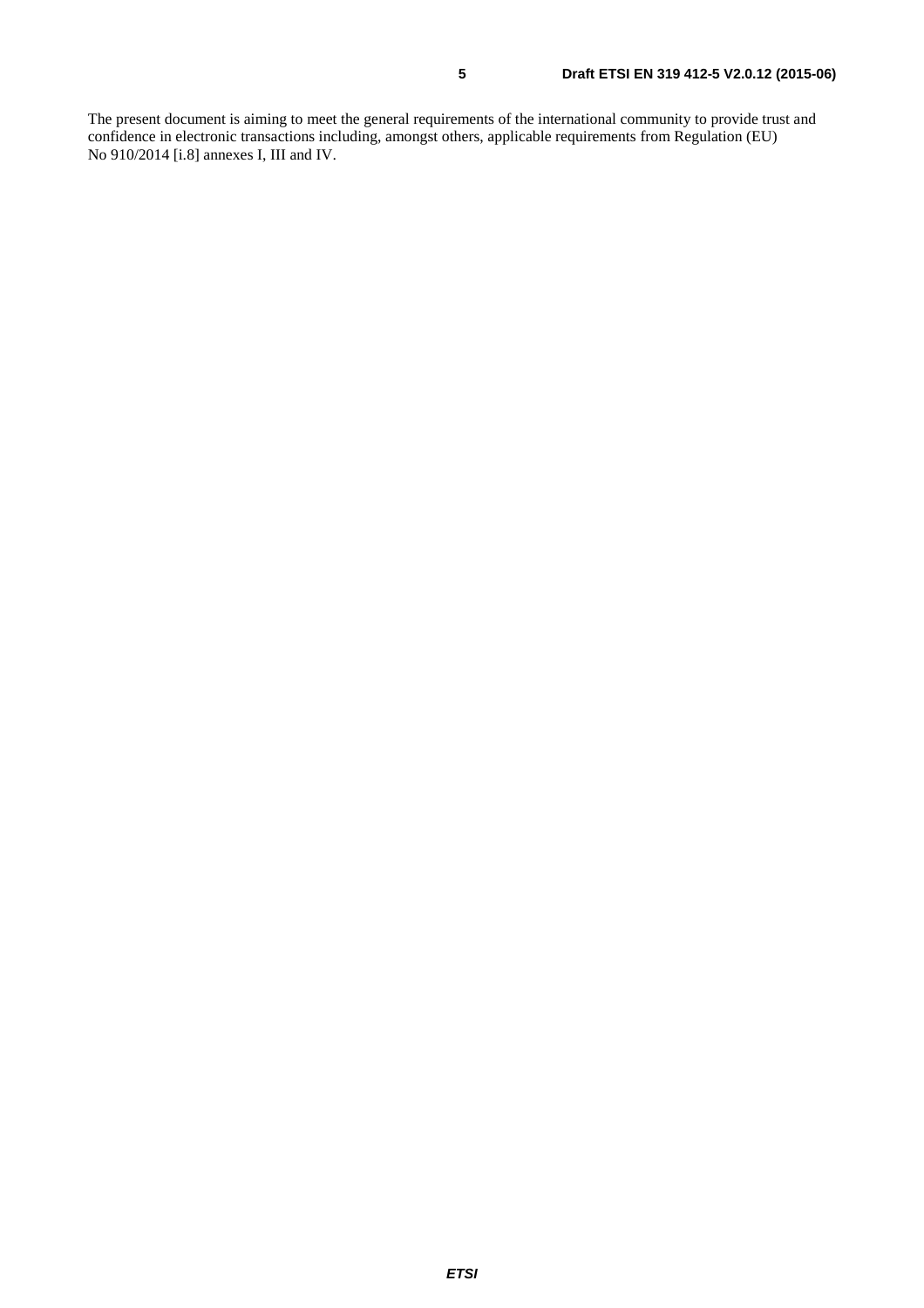The present document is aiming to meet the general requirements of the international community to provide trust and confidence in electronic transactions including, amongst others, applicable requirements from Regulation (EU) No 910/2014 [i.8] annexes I, III and IV.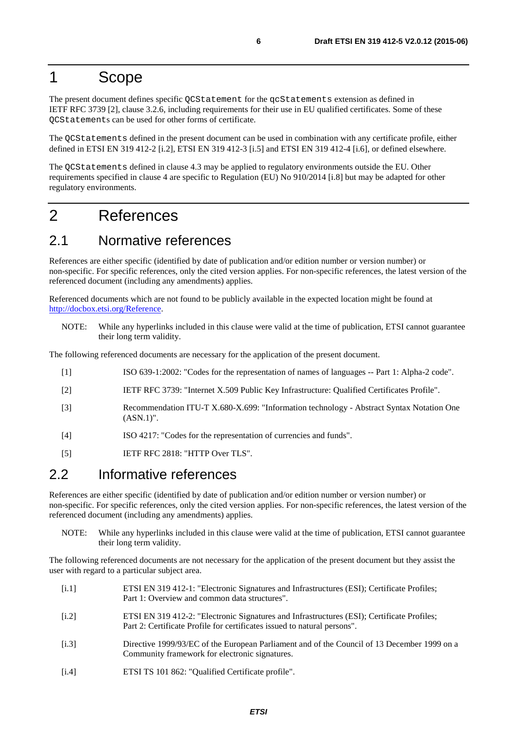# 1 Scope

The present document defines specific `QCStatement` for the `qcStatements` extension as defined in IETF RFC 3739 [2], clause 3.2.6, including requirements for their use in EU qualified certificates. Some of these `QCStatements` can be used for other forms of certificate.

The `QCStatements` defined in the present document can be used in combination with any certificate profile, either defined in ETSI EN 319 412-2 [i.2], ETSI EN 319 412-3 [i.5] and ETSI EN 319 412-4 [i.6], or defined elsewhere.

The `QCStatements` defined in clause 4.3 may be applied to regulatory environments outside the EU. Other requirements specified in clause 4 are specific to Regulation (EU) No 910/2014 [i.8] but may be adapted for other regulatory environments.

# 2 References

## 2.1 Normative references

References are either specific (identified by date of publication and/or edition number or version number) or non-specific. For specific references, only the cited version applies. For non-specific references, the latest version of the referenced document (including any amendments) applies.

Referenced documents which are not found to be publicly available in the expected location might be found at http://docbox.etsi.org/Reference.

NOTE: While any hyperlinks included in this clause were valid at the time of publication, ETSI cannot guarantee their long term validity.

The following referenced documents are necessary for the application of the present document.

[1] ISO 639-1:2002: "Codes for the representation of names of languages -- Part 1: Alpha-2 code".

[2] IETF RFC 3739: "Internet X.509 Public Key Infrastructure: Qualified Certificates Profile".

[3] Recommendation ITU-T X.680-X.699: "Information technology - Abstract Syntax Notation One (ASN.1)".

[4] ISO 4217: "Codes for the representation of currencies and funds".

[5] IETF RFC 2818: "HTTP Over TLS".

## 2.2 Informative references

References are either specific (identified by date of publication and/or edition number or version number) or non-specific. For specific references, only the cited version applies. For non-specific references, the latest version of the referenced document (including any amendments) applies.

NOTE: While any hyperlinks included in this clause were valid at the time of publication, ETSI cannot guarantee their long term validity.

The following referenced documents are not necessary for the application of the present document but they assist the user with regard to a particular subject area.

[i.1] ETSI EN 319 412-1: "Electronic Signatures and Infrastructures (ESI); Certificate Profiles; Part 1: Overview and common data structures".

[i.2] ETSI EN 319 412-2: "Electronic Signatures and Infrastructures (ESI); Certificate Profiles; Part 2: Certificate Profile for certificates issued to natural persons".

[i.3] Directive 1999/93/EC of the European Parliament and of the Council of 13 December 1999 on a Community framework for electronic signatures.

[i.4] ETSI TS 101 862: "Qualified Certificate profile".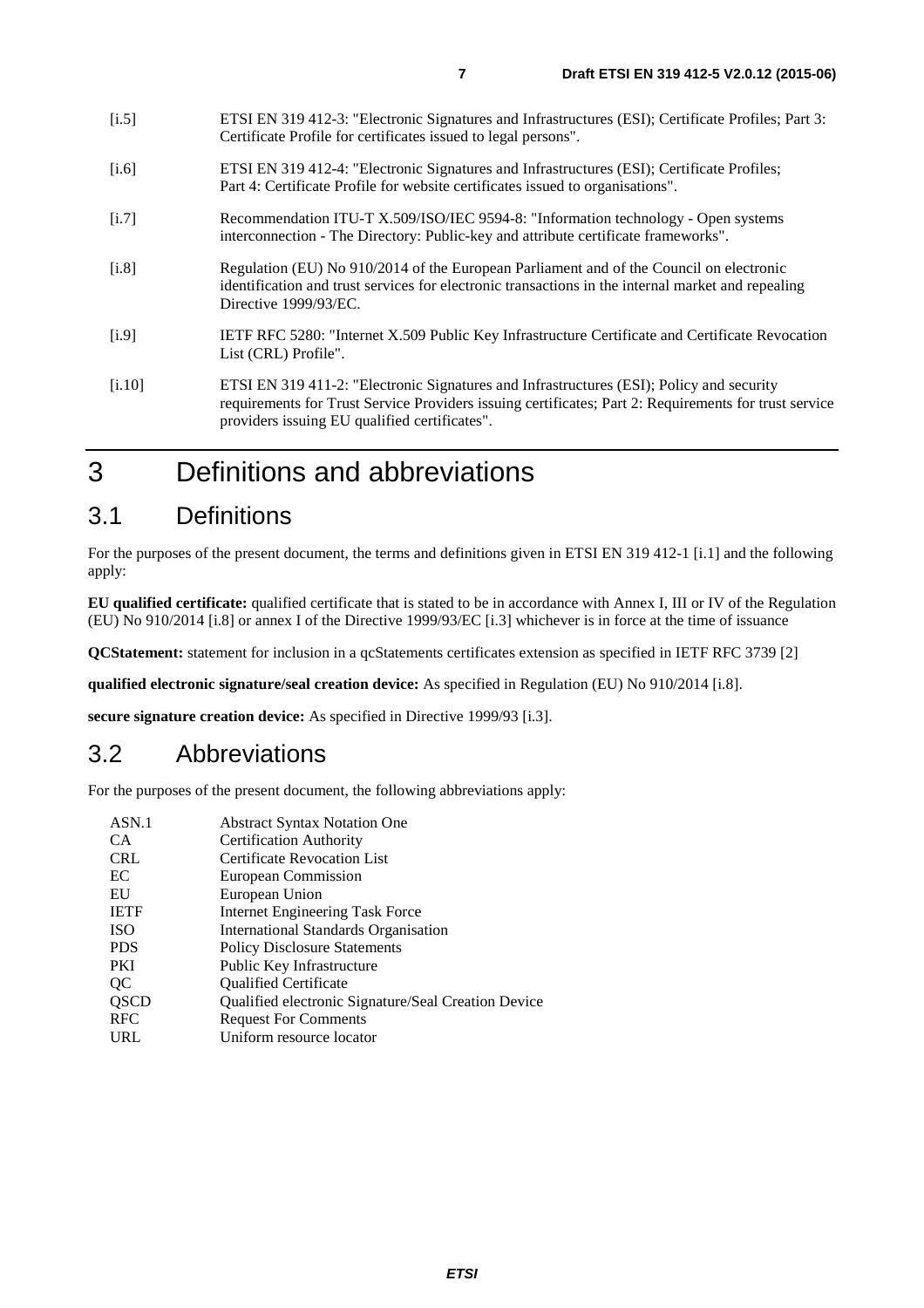[i.5] ETSI EN 319 412-3: "Electronic Signatures and Infrastructures (ESI); Certificate Profiles; Part 3: Certificate Profile for certificates issued to legal persons".

[i.6] ETSI EN 319 412-4: "Electronic Signatures and Infrastructures (ESI); Certificate Profiles; Part 4: Certificate Profile for website certificates issued to organisations".

[i.7] Recommendation ITU-T X.509/ISO/IEC 9594-8: "Information technology - Open systems interconnection - The Directory: Public-key and attribute certificate frameworks".

[i.8] Regulation (EU) No 910/2014 of the European Parliament and of the Council on electronic identification and trust services for electronic transactions in the internal market and repealing Directive 1999/93/EC.

[i.9] IETF RFC 5280: "Internet X.509 Public Key Infrastructure Certificate and Certificate Revocation List (CRL) Profile".

[i.10] ETSI EN 319 411-2: "Electronic Signatures and Infrastructures (ESI); Policy and security requirements for Trust Service Providers issuing certificates; Part 2: Requirements for trust service providers issuing EU qualified certificates".

# 3 Definitions and abbreviations

## 3.1 Definitions

For the purposes of the present document, the terms and definitions given in ETSI EN 319 412-1 [i.1] and the following apply:

**EU qualified certificate:** qualified certificate that is stated to be in accordance with Annex I, III or IV of the Regulation (EU) No 910/2014 [i.8] or annex I of the Directive 1999/93/EC [i.3] whichever is in force at the time of issuance

**QCStatement:** statement for inclusion in a qcStatements certificates extension as specified in IETF RFC 3739 [2]

**qualified electronic signature/seal creation device:** As specified in Regulation (EU) No 910/2014 [i.8].

**secure signature creation device:** As specified in Directive 1999/93 [i.3].

## 3.2 Abbreviations

For the purposes of the present document, the following abbreviations apply:

| | |
|---|---|
| ASN.1 | Abstract Syntax Notation One |
| CA | Certification Authority |
| CRL | Certificate Revocation List |
| EC | European Commission |
| EU | European Union |
| IETF | Internet Engineering Task Force |
| ISO | International Standards Organisation |
| PDS | Policy Disclosure Statements |
| PKI | Public Key Infrastructure |
| QC | Qualified Certificate |
| QSCD | Qualified electronic Signature/Seal Creation Device |
| RFC | Request For Comments |
| URL | Uniform resource locator |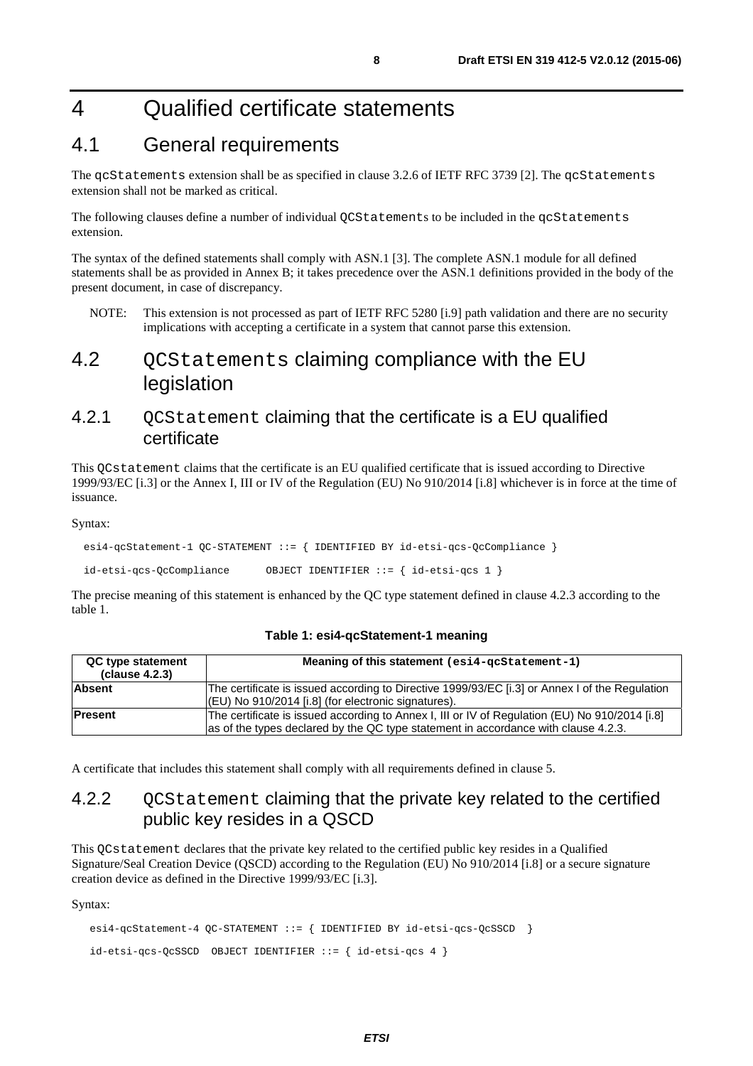# 4 Qualified certificate statements

## 4.1 General requirements

The `qcStatements` extension shall be as specified in clause 3.2.6 of IETF RFC 3739 [2]. The `qcStatements` extension shall not be marked as critical.

The following clauses define a number of individual `QCStatement`s to be included in the `qcStatements` extension.

The syntax of the defined statements shall comply with ASN.1 [3]. The complete ASN.1 module for all defined statements shall be as provided in Annex B; it takes precedence over the ASN.1 definitions provided in the body of the present document, in case of discrepancy.

NOTE: This extension is not processed as part of IETF RFC 5280 [i.9] path validation and there are no security implications with accepting a certificate in a system that cannot parse this extension.

## 4.2 `QCStatements` claiming compliance with the EU legislation

### 4.2.1 `QCStatement` claiming that the certificate is a EU qualified certificate

This `QCstatement` claims that the certificate is an EU qualified certificate that is issued according to Directive 1999/93/EC [i.3] or the Annex I, III or IV of the Regulation (EU) No 910/2014 [i.8] whichever is in force at the time of issuance.

Syntax:

```
esi4-qcStatement-1 QC-STATEMENT ::= { IDENTIFIED BY id-etsi-qcs-QcCompliance }

id-etsi-qcs-QcCompliance      OBJECT IDENTIFIER ::= { id-etsi-qcs 1 }
```

The precise meaning of this statement is enhanced by the QC type statement defined in clause 4.2.3 according to the table 1.

**Table 1: esi4-qcStatement-1 meaning**

| QC type statement (clause 4.2.3) | Meaning of this statement (`esi4-qcStatement-1`) |
| --- | --- |
| **Absent** | The certificate is issued according to Directive 1999/93/EC [i.3] or Annex I of the Regulation (EU) No 910/2014 [i.8] (for electronic signatures). |
| **Present** | The certificate is issued according to Annex I, III or IV of Regulation (EU) No 910/2014 [i.8] as of the types declared by the QC type statement in accordance with clause 4.2.3. |

A certificate that includes this statement shall comply with all requirements defined in clause 5.

### 4.2.2 `QCStatement` claiming that the private key related to the certified public key resides in a QSCD

This `QCstatement` declares that the private key related to the certified public key resides in a Qualified Signature/Seal Creation Device (QSCD) according to the Regulation (EU) No 910/2014 [i.8] or a secure signature creation device as defined in the Directive 1999/93/EC [i.3].

Syntax:

```
esi4-qcStatement-4 QC-STATEMENT ::= { IDENTIFIED BY id-etsi-qcs-QcSSCD  }

id-etsi-qcs-QcSSCD  OBJECT IDENTIFIER ::= { id-etsi-qcs 4 }
```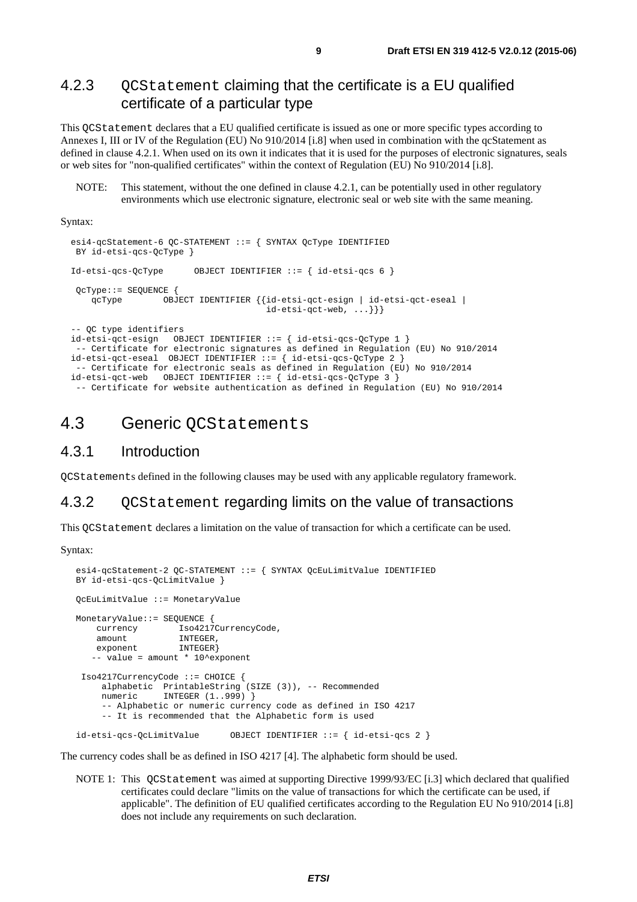### 4.2.3 QCStatement claiming that the certificate is a EU qualified certificate of a particular type

This QCStatement declares that a EU qualified certificate is issued as one or more specific types according to Annexes I, III or IV of the Regulation (EU) No 910/2014 [i.8] when used in combination with the qcStatement as defined in clause 4.2.1. When used on its own it indicates that it is used for the purposes of electronic signatures, seals or web sites for "non-qualified certificates" within the context of Regulation (EU) No 910/2014 [i.8].

NOTE: This statement, without the one defined in clause 4.2.1, can be potentially used in other regulatory environments which use electronic signature, electronic seal or web site with the same meaning.

Syntax:

```
esi4-qcStatement-6 QC-STATEMENT ::= { SYNTAX QcType IDENTIFIED
 BY id-etsi-qcs-QcType }

Id-etsi-qcs-QcType      OBJECT IDENTIFIER ::= { id-etsi-qcs 6 }

 QcType::= SEQUENCE {
    qcType        OBJECT IDENTIFIER {{id-etsi-qct-esign | id-etsi-qct-eseal |
                                   id-etsi-qct-web, ...}}}

-- QC type identifiers
id-etsi-qct-esign   OBJECT IDENTIFIER ::= { id-etsi-qcs-QcType 1 }
 -- Certificate for electronic signatures as defined in Regulation (EU) No 910/2014
id-etsi-qct-eseal  OBJECT IDENTIFIER ::= { id-etsi-qcs-QcType 2 }
 -- Certificate for electronic seals as defined in Regulation (EU) No 910/2014
id-etsi-qct-web   OBJECT IDENTIFIER ::= { id-etsi-qcs-QcType 3 }
 -- Certificate for website authentication as defined in Regulation (EU) No 910/2014
```

## 4.3 Generic QCStatements

### 4.3.1 Introduction

QCStatements defined in the following clauses may be used with any applicable regulatory framework.

### 4.3.2 QCStatement regarding limits on the value of transactions

This QCStatement declares a limitation on the value of transaction for which a certificate can be used.

Syntax:

```
esi4-qcStatement-2 QC-STATEMENT ::= { SYNTAX QcEuLimitValue IDENTIFIED
BY id-etsi-qcs-QcLimitValue }

QcEuLimitValue ::= MonetaryValue

MonetaryValue::= SEQUENCE {
    currency        Iso4217CurrencyCode,
    amount          INTEGER,
    exponent        INTEGER}
   -- value = amount * 10^exponent

 Iso4217CurrencyCode ::= CHOICE {
     alphabetic  PrintableString (SIZE (3)), -- Recommended
     numeric     INTEGER (1..999) }
     -- Alphabetic or numeric currency code as defined in ISO 4217
     -- It is recommended that the Alphabetic form is used

id-etsi-qcs-QcLimitValue      OBJECT IDENTIFIER ::= { id-etsi-qcs 2 }
```

The currency codes shall be as defined in ISO 4217 [4]. The alphabetic form should be used.

NOTE 1: This QCStatement was aimed at supporting Directive 1999/93/EC [i.3] which declared that qualified certificates could declare "limits on the value of transactions for which the certificate can be used, if applicable". The definition of EU qualified certificates according to the Regulation EU No 910/2014 [i.8] does not include any requirements on such declaration.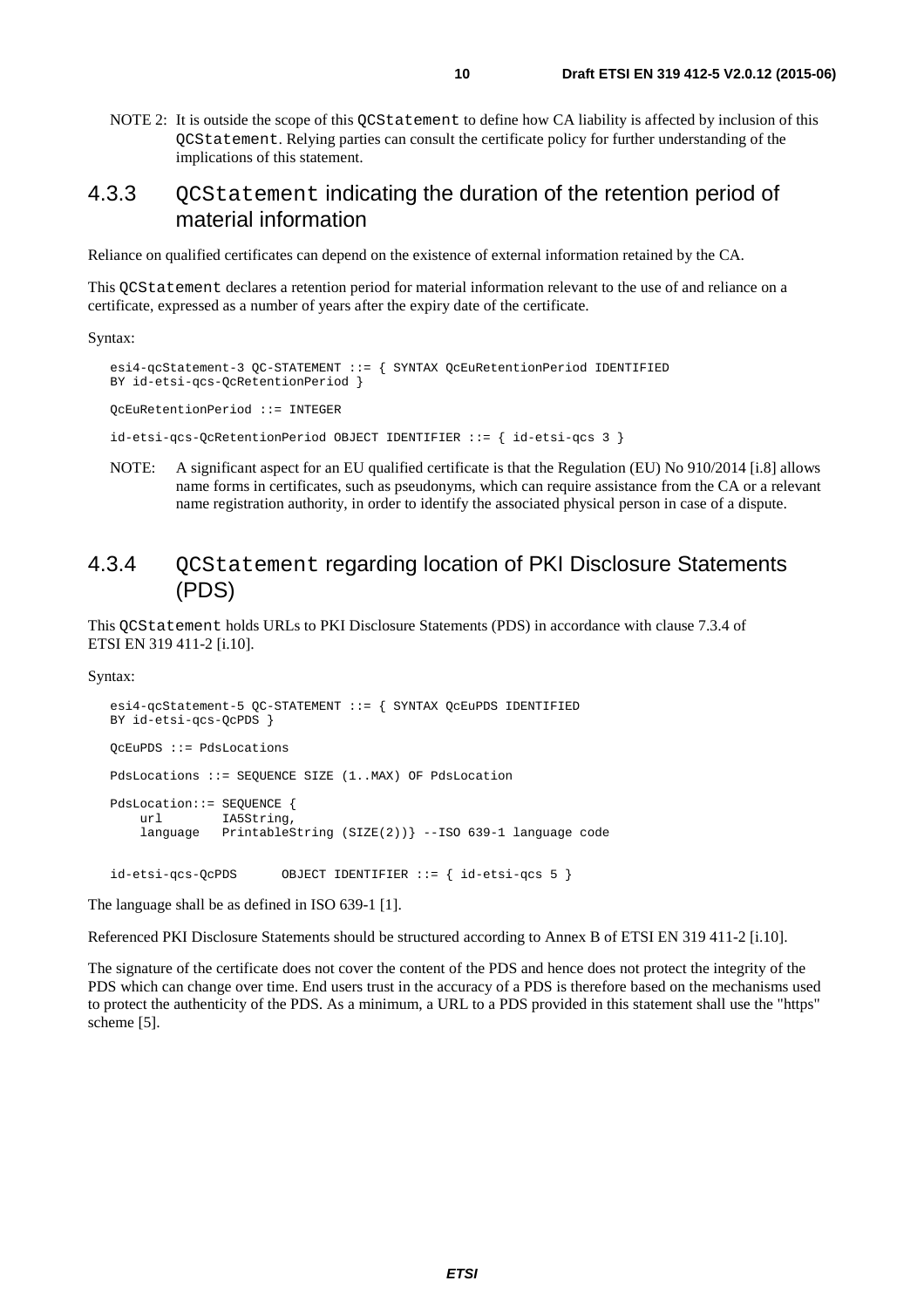NOTE 2: It is outside the scope of this `QCStatement` to define how CA liability is affected by inclusion of this `QCStatement`. Relying parties can consult the certificate policy for further understanding of the implications of this statement.

### 4.3.3 `QCStatement` indicating the duration of the retention period of material information

Reliance on qualified certificates can depend on the existence of external information retained by the CA.

This `QCStatement` declares a retention period for material information relevant to the use of and reliance on a certificate, expressed as a number of years after the expiry date of the certificate.

Syntax:

```
esi4-qcStatement-3 QC-STATEMENT ::= { SYNTAX QcEuRetentionPeriod IDENTIFIED
BY id-etsi-qcs-QcRetentionPeriod }

QcEuRetentionPeriod ::= INTEGER

id-etsi-qcs-QcRetentionPeriod OBJECT IDENTIFIER ::= { id-etsi-qcs 3 }
```

NOTE: A significant aspect for an EU qualified certificate is that the Regulation (EU) No 910/2014 [i.8] allows name forms in certificates, such as pseudonyms, which can require assistance from the CA or a relevant name registration authority, in order to identify the associated physical person in case of a dispute.

### 4.3.4 `QCStatement` regarding location of PKI Disclosure Statements (PDS)

This `QCStatement` holds URLs to PKI Disclosure Statements (PDS) in accordance with clause 7.3.4 of ETSI EN 319 411-2 [i.10].

Syntax:

```
esi4-qcStatement-5 QC-STATEMENT ::= { SYNTAX QcEuPDS IDENTIFIED
BY id-etsi-qcs-QcPDS }

QcEuPDS ::= PdsLocations

PdsLocations ::= SEQUENCE SIZE (1..MAX) OF PdsLocation

PdsLocation::= SEQUENCE {
    url        IA5String,
    language   PrintableString (SIZE(2))} --ISO 639-1 language code


id-etsi-qcs-QcPDS      OBJECT IDENTIFIER ::= { id-etsi-qcs 5 }
```

The language shall be as defined in ISO 639-1 [1].

Referenced PKI Disclosure Statements should be structured according to Annex B of ETSI EN 319 411-2 [i.10].

The signature of the certificate does not cover the content of the PDS and hence does not protect the integrity of the PDS which can change over time. End users trust in the accuracy of a PDS is therefore based on the mechanisms used to protect the authenticity of the PDS. As a minimum, a URL to a PDS provided in this statement shall use the "https" scheme [5].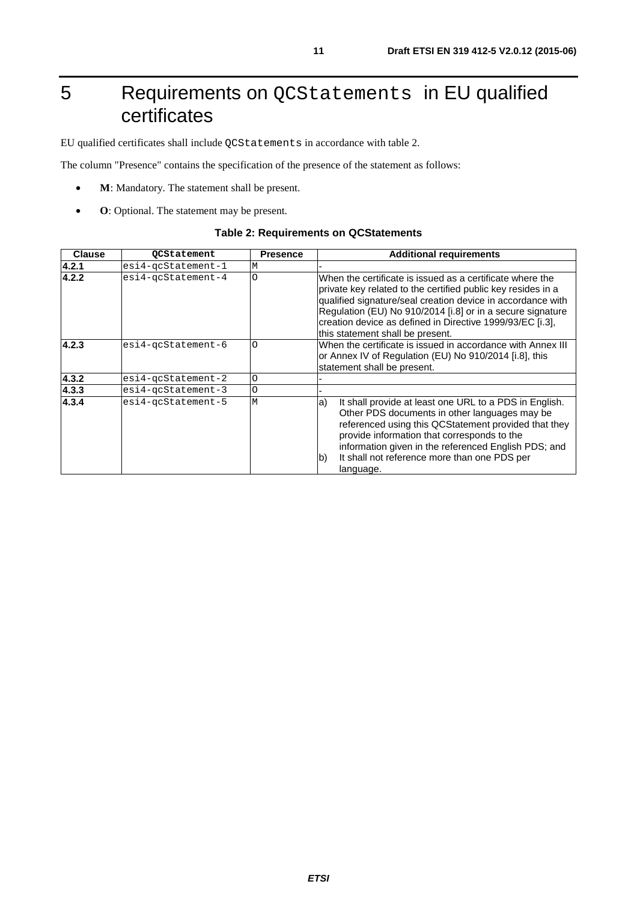# 5 Requirements on `QCStatements` in EU qualified certificates

EU qualified certificates shall include `QCStatements` in accordance with table 2.

The column "Presence" contains the specification of the presence of the statement as follows:

- **M**: Mandatory. The statement shall be present.
- **O**: Optional. The statement may be present.

**Table 2: Requirements on QCStatements**

| Clause | QCStatement | Presence | Additional requirements |
|---|---|---|---|
| **4.2.1** | `esi4-qcStatement-1` | M | - |
| **4.2.2** | `esi4-qcStatement-4` | O | When the certificate is issued as a certificate where the private key related to the certified public key resides in a qualified signature/seal creation device in accordance with Regulation (EU) No 910/2014 [i.8] or in a secure signature creation device as defined in Directive 1999/93/EC [i.3], this statement shall be present. |
| **4.2.3** | `esi4-qcStatement-6` | O | When the certificate is issued in accordance with Annex III or Annex IV of Regulation (EU) No 910/2014 [i.8], this statement shall be present. |
| **4.3.2** | `esi4-qcStatement-2` | O | - |
| **4.3.3** | `esi4-qcStatement-3` | O | - |
| **4.3.4** | `esi4-qcStatement-5` | M | a) It shall provide at least one URL to a PDS in English. Other PDS documents in other languages may be referenced using this QCStatement provided that they provide information that corresponds to the information given in the referenced English PDS; and<br>b) It shall not reference more than one PDS per language. |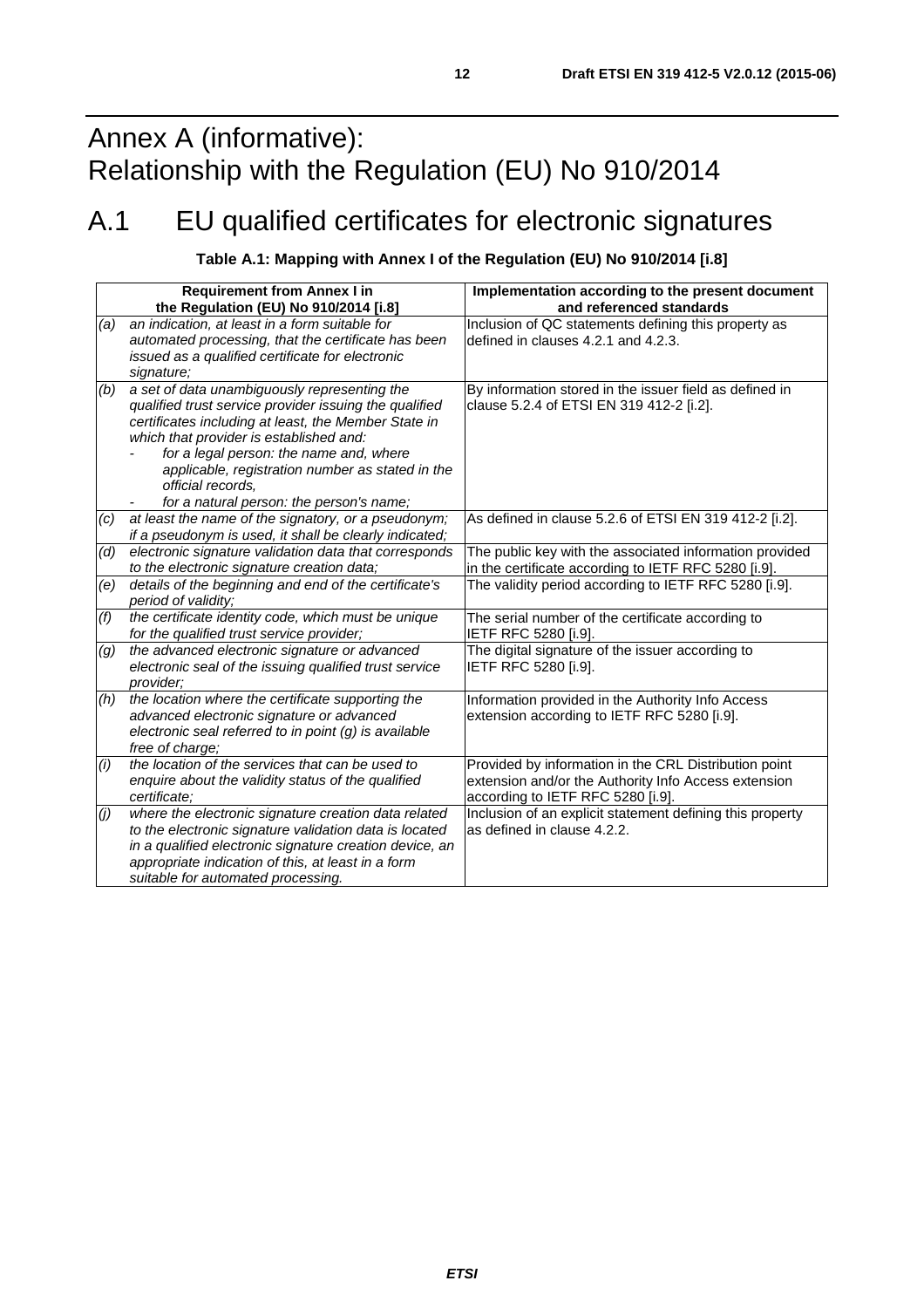# Annex A (informative): Relationship with the Regulation (EU) No 910/2014

## A.1 EU qualified certificates for electronic signatures

**Table A.1: Mapping with Annex I of the Regulation (EU) No 910/2014 [i.8]**

| Requirement from Annex I in the Regulation (EU) No 910/2014 [i.8] | | Implementation according to the present document and referenced standards |
|---|---|---|
| *(a)* | *an indication, at least in a form suitable for automated processing, that the certificate has been issued as a qualified certificate for electronic signature;* | Inclusion of QC statements defining this property as defined in clauses 4.2.1 and 4.2.3. |
| *(b)* | *a set of data unambiguously representing the qualified trust service provider issuing the qualified certificates including at least, the Member State in which that provider is established and:*<br>- *for a legal person: the name and, where applicable, registration number as stated in the official records,*<br>- *for a natural person: the person's name;* | By information stored in the issuer field as defined in clause 5.2.4 of ETSI EN 319 412-2 [i.2]. |
| *(c)* | *at least the name of the signatory, or a pseudonym; if a pseudonym is used, it shall be clearly indicated;* | As defined in clause 5.2.6 of ETSI EN 319 412-2 [i.2]. |
| *(d)* | *electronic signature validation data that corresponds to the electronic signature creation data;* | The public key with the associated information provided in the certificate according to IETF RFC 5280 [i.9]. |
| *(e)* | *details of the beginning and end of the certificate's period of validity;* | The validity period according to IETF RFC 5280 [i.9]. |
| *(f)* | *the certificate identity code, which must be unique for the qualified trust service provider;* | The serial number of the certificate according to IETF RFC 5280 [i.9]. |
| *(g)* | *the advanced electronic signature or advanced electronic seal of the issuing qualified trust service provider;* | The digital signature of the issuer according to IETF RFC 5280 [i.9]. |
| *(h)* | *the location where the certificate supporting the advanced electronic signature or advanced electronic seal referred to in point (g) is available free of charge;* | Information provided in the Authority Info Access extension according to IETF RFC 5280 [i.9]. |
| *(i)* | *the location of the services that can be used to enquire about the validity status of the qualified certificate;* | Provided by information in the CRL Distribution point extension and/or the Authority Info Access extension according to IETF RFC 5280 [i.9]. |
| *(j)* | *where the electronic signature creation data related to the electronic signature validation data is located in a qualified electronic signature creation device, an appropriate indication of this, at least in a form suitable for automated processing.* | Inclusion of an explicit statement defining this property as defined in clause 4.2.2. |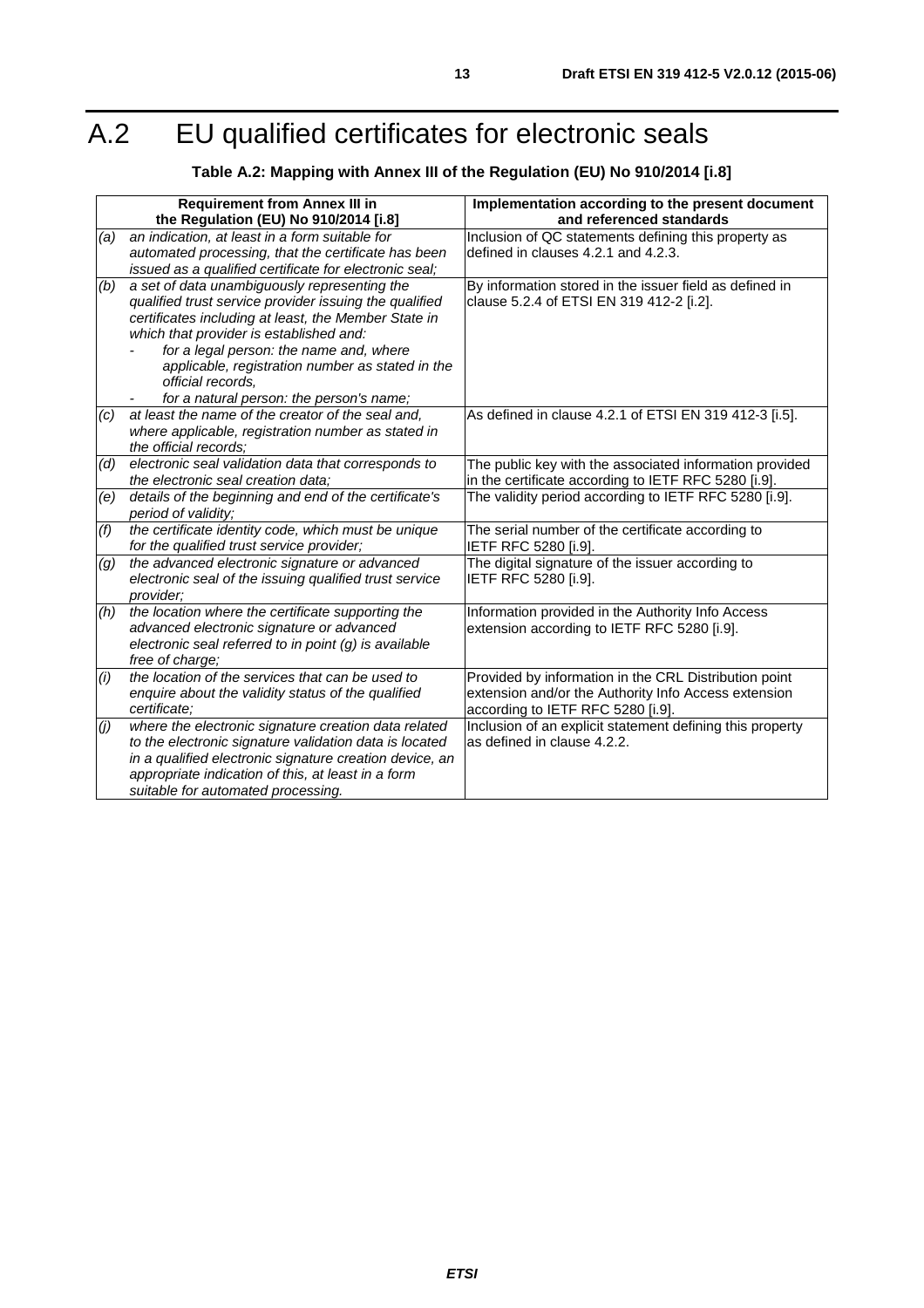# A.2 EU qualified certificates for electronic seals

**Table A.2: Mapping with Annex III of the Regulation (EU) No 910/2014 [i.8]**

| | Requirement from Annex III in the Regulation (EU) No 910/2014 [i.8] | Implementation according to the present document and referenced standards |
|---|---|---|
| *(a)* | *an indication, at least in a form suitable for automated processing, that the certificate has been issued as a qualified certificate for electronic seal;* | Inclusion of QC statements defining this property as defined in clauses 4.2.1 and 4.2.3. |
| *(b)* | *a set of data unambiguously representing the qualified trust service provider issuing the qualified certificates including at least, the Member State in which that provider is established and:*<br>- *for a legal person: the name and, where applicable, registration number as stated in the official records,*<br>- *for a natural person: the person's name;* | By information stored in the issuer field as defined in clause 5.2.4 of ETSI EN 319 412-2 [i.2]. |
| *(c)* | *at least the name of the creator of the seal and, where applicable, registration number as stated in the official records;* | As defined in clause 4.2.1 of ETSI EN 319 412-3 [i.5]. |
| *(d)* | *electronic seal validation data that corresponds to the electronic seal creation data;* | The public key with the associated information provided in the certificate according to IETF RFC 5280 [i.9]. |
| *(e)* | *details of the beginning and end of the certificate's period of validity;* | The validity period according to IETF RFC 5280 [i.9]. |
| *(f)* | *the certificate identity code, which must be unique for the qualified trust service provider;* | The serial number of the certificate according to IETF RFC 5280 [i.9]. |
| *(g)* | *the advanced electronic signature or advanced electronic seal of the issuing qualified trust service provider;* | The digital signature of the issuer according to IETF RFC 5280 [i.9]. |
| *(h)* | *the location where the certificate supporting the advanced electronic signature or advanced electronic seal referred to in point (g) is available free of charge;* | Information provided in the Authority Info Access extension according to IETF RFC 5280 [i.9]. |
| *(i)* | *the location of the services that can be used to enquire about the validity status of the qualified certificate;* | Provided by information in the CRL Distribution point extension and/or the Authority Info Access extension according to IETF RFC 5280 [i.9]. |
| *(j)* | *where the electronic signature creation data related to the electronic signature validation data is located in a qualified electronic signature creation device, an appropriate indication of this, at least in a form suitable for automated processing.* | Inclusion of an explicit statement defining this property as defined in clause 4.2.2. |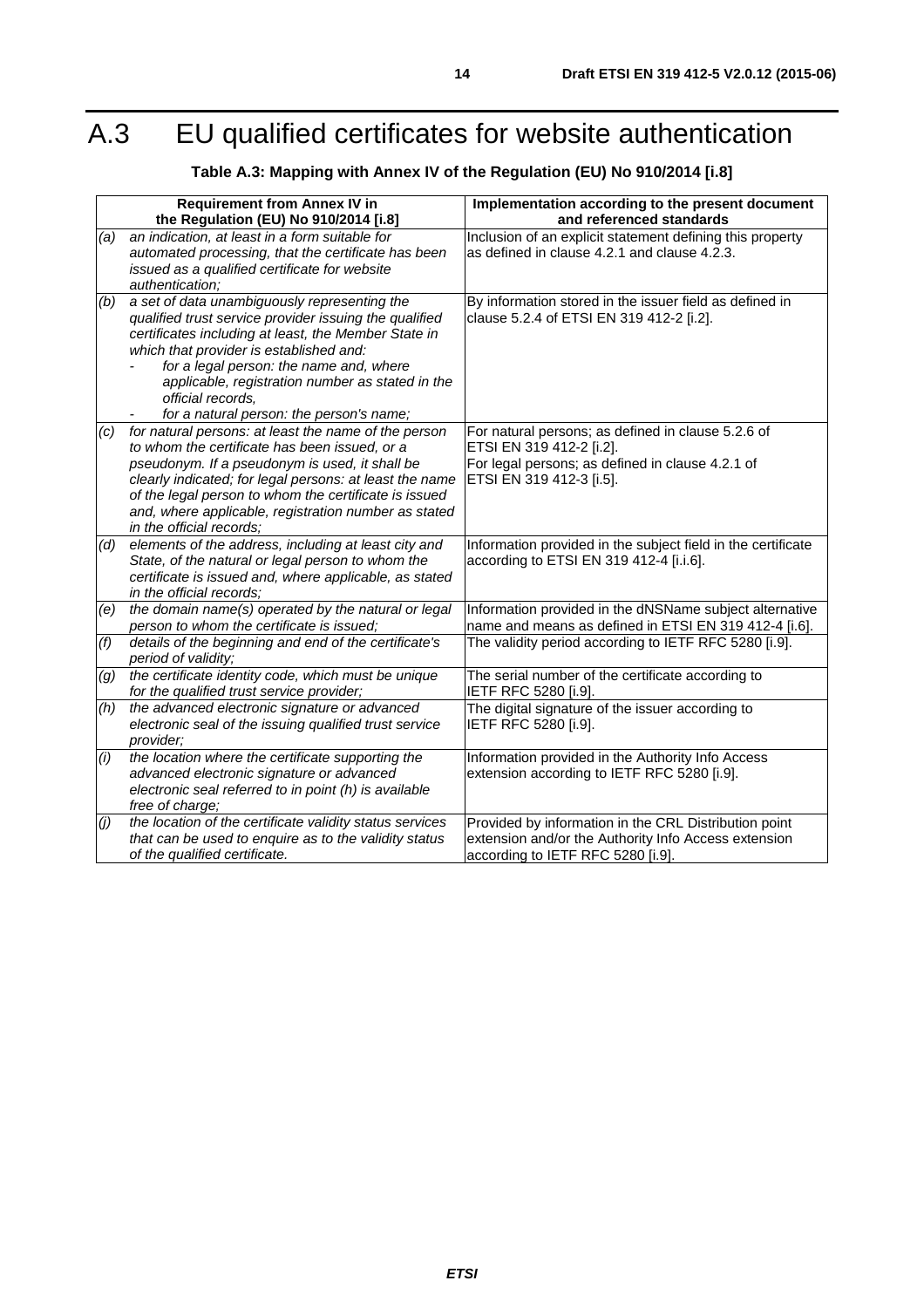# A.3 EU qualified certificates for website authentication

**Table A.3: Mapping with Annex IV of the Regulation (EU) No 910/2014 [i.8]**

| Requirement from Annex IV in the Regulation (EU) No 910/2014 [i.8] | | Implementation according to the present document and referenced standards |
|---|---|---|
| *(a)* | *an indication, at least in a form suitable for automated processing, that the certificate has been issued as a qualified certificate for website authentication;* | Inclusion of an explicit statement defining this property as defined in clause 4.2.1 and clause 4.2.3. |
| *(b)* | *a set of data unambiguously representing the qualified trust service provider issuing the qualified certificates including at least, the Member State in which that provider is established and:*<br>- *for a legal person: the name and, where applicable, registration number as stated in the official records,*<br>- *for a natural person: the person's name;* | By information stored in the issuer field as defined in clause 5.2.4 of ETSI EN 319 412-2 [i.2]. |
| *(c)* | *for natural persons: at least the name of the person to whom the certificate has been issued, or a pseudonym. If a pseudonym is used, it shall be clearly indicated; for legal persons: at least the name of the legal person to whom the certificate is issued and, where applicable, registration number as stated in the official records;* | For natural persons; as defined in clause 5.2.6 of ETSI EN 319 412-2 [i.2].<br>For legal persons; as defined in clause 4.2.1 of ETSI EN 319 412-3 [i.5]. |
| *(d)* | *elements of the address, including at least city and State, of the natural or legal person to whom the certificate is issued and, where applicable, as stated in the official records;* | Information provided in the subject field in the certificate according to ETSI EN 319 412-4 [i.i.6]. |
| *(e)* | *the domain name(s) operated by the natural or legal person to whom the certificate is issued;* | Information provided in the dNSName subject alternative name and means as defined in ETSI EN 319 412-4 [i.6]. |
| *(f)* | *details of the beginning and end of the certificate's period of validity;* | The validity period according to IETF RFC 5280 [i.9]. |
| *(g)* | *the certificate identity code, which must be unique for the qualified trust service provider;* | The serial number of the certificate according to IETF RFC 5280 [i.9]. |
| *(h)* | *the advanced electronic signature or advanced electronic seal of the issuing qualified trust service provider;* | The digital signature of the issuer according to IETF RFC 5280 [i.9]. |
| *(i)* | *the location where the certificate supporting the advanced electronic signature or advanced electronic seal referred to in point (h) is available free of charge;* | Information provided in the Authority Info Access extension according to IETF RFC 5280 [i.9]. |
| *(j)* | *the location of the certificate validity status services that can be used to enquire as to the validity status of the qualified certificate.* | Provided by information in the CRL Distribution point extension and/or the Authority Info Access extension according to IETF RFC 5280 [i.9]. |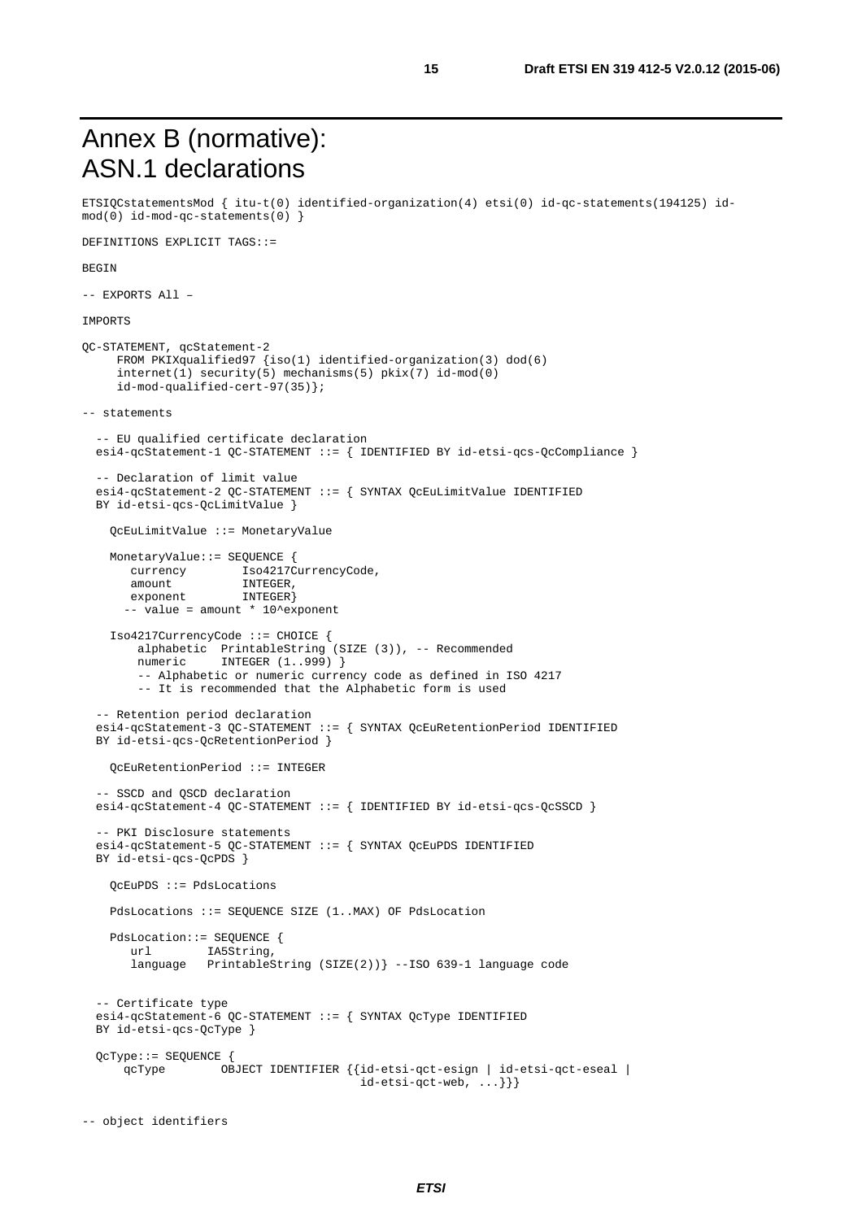# Annex B (normative): ASN.1 declarations

```
ETSIQCstatementsMod { itu-t(0) identified-organization(4) etsi(0) id-qc-statements(194125) id-
mod(0) id-mod-qc-statements(0) }

DEFINITIONS EXPLICIT TAGS::=

BEGIN

-- EXPORTS All –

IMPORTS

QC-STATEMENT, qcStatement-2
     FROM PKIXqualified97 {iso(1) identified-organization(3) dod(6)
     internet(1) security(5) mechanisms(5) pkix(7) id-mod(0)
     id-mod-qualified-cert-97(35)};

-- statements

  -- EU qualified certificate declaration
  esi4-qcStatement-1 QC-STATEMENT ::= { IDENTIFIED BY id-etsi-qcs-QcCompliance }

  -- Declaration of limit value
  esi4-qcStatement-2 QC-STATEMENT ::= { SYNTAX QcEuLimitValue IDENTIFIED
  BY id-etsi-qcs-QcLimitValue }

    QcEuLimitValue ::= MonetaryValue

    MonetaryValue::= SEQUENCE {
       currency        Iso4217CurrencyCode,
       amount          INTEGER,
       exponent        INTEGER}
      -- value = amount * 10^exponent

    Iso4217CurrencyCode ::= CHOICE {
        alphabetic  PrintableString (SIZE (3)), -- Recommended
        numeric     INTEGER (1..999) }
        -- Alphabetic or numeric currency code as defined in ISO 4217
        -- It is recommended that the Alphabetic form is used

  -- Retention period declaration
  esi4-qcStatement-3 QC-STATEMENT ::= { SYNTAX QcEuRetentionPeriod IDENTIFIED
  BY id-etsi-qcs-QcRetentionPeriod }

    QcEuRetentionPeriod ::= INTEGER

  -- SSCD and QSCD declaration
  esi4-qcStatement-4 QC-STATEMENT ::= { IDENTIFIED BY id-etsi-qcs-QcSSCD }

  -- PKI Disclosure statements
  esi4-qcStatement-5 QC-STATEMENT ::= { SYNTAX QcEuPDS IDENTIFIED
  BY id-etsi-qcs-QcPDS }

    QcEuPDS ::= PdsLocations

    PdsLocations ::= SEQUENCE SIZE (1..MAX) OF PdsLocation

    PdsLocation::= SEQUENCE {
       url        IA5String,
       language   PrintableString (SIZE(2))} --ISO 639-1 language code


  -- Certificate type
  esi4-qcStatement-6 QC-STATEMENT ::= { SYNTAX QcType IDENTIFIED
  BY id-etsi-qcs-QcType }

  QcType::= SEQUENCE {
      qcType        OBJECT IDENTIFIER {{id-etsi-qct-esign | id-etsi-qct-eseal |
                                        id-etsi-qct-web, ...}}}


-- object identifiers
```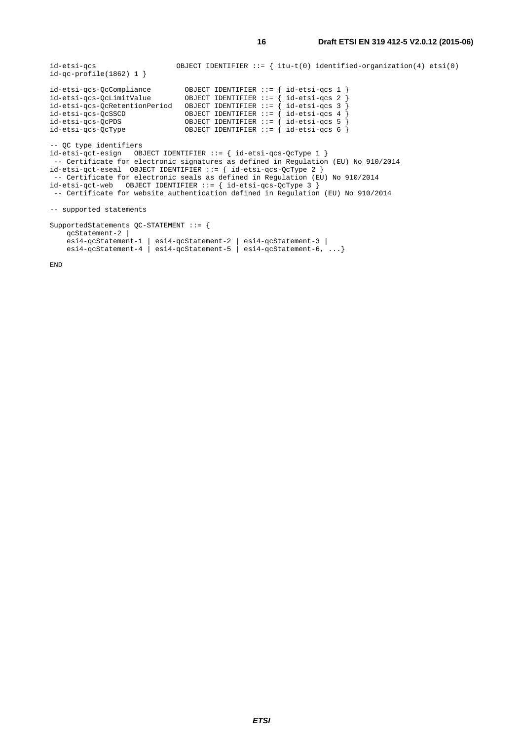```
id-etsi-qcs                  OBJECT IDENTIFIER ::= { itu-t(0) identified-organization(4) etsi(0)
id-qc-profile(1862) 1 }

id-etsi-qcs-QcCompliance        OBJECT IDENTIFIER ::= { id-etsi-qcs 1 }
id-etsi-qcs-QcLimitValue        OBJECT IDENTIFIER ::= { id-etsi-qcs 2 }
id-etsi-qcs-QcRetentionPeriod   OBJECT IDENTIFIER ::= { id-etsi-qcs 3 }
id-etsi-qcs-QcSSCD              OBJECT IDENTIFIER ::= { id-etsi-qcs 4 }
id-etsi-qcs-QcPDS               OBJECT IDENTIFIER ::= { id-etsi-qcs 5 }
id-etsi-qcs-QcType              OBJECT IDENTIFIER ::= { id-etsi-qcs 6 }

-- QC type identifiers
id-etsi-qct-esign   OBJECT IDENTIFIER ::= { id-etsi-qcs-QcType 1 }
 -- Certificate for electronic signatures as defined in Regulation (EU) No 910/2014
id-etsi-qct-eseal  OBJECT IDENTIFIER ::= { id-etsi-qcs-QcType 2 }
 -- Certificate for electronic seals as defined in Regulation (EU) No 910/2014
id-etsi-qct-web   OBJECT IDENTIFIER ::= { id-etsi-qcs-QcType 3 }
 -- Certificate for website authentication defined in Regulation (EU) No 910/2014

-- supported statements

SupportedStatements QC-STATEMENT ::= {
    qcStatement-2 |
    esi4-qcStatement-1 | esi4-qcStatement-2 | esi4-qcStatement-3 |
    esi4-qcStatement-4 | esi4-qcStatement-5 | esi4-qcStatement-6, ...}

END
```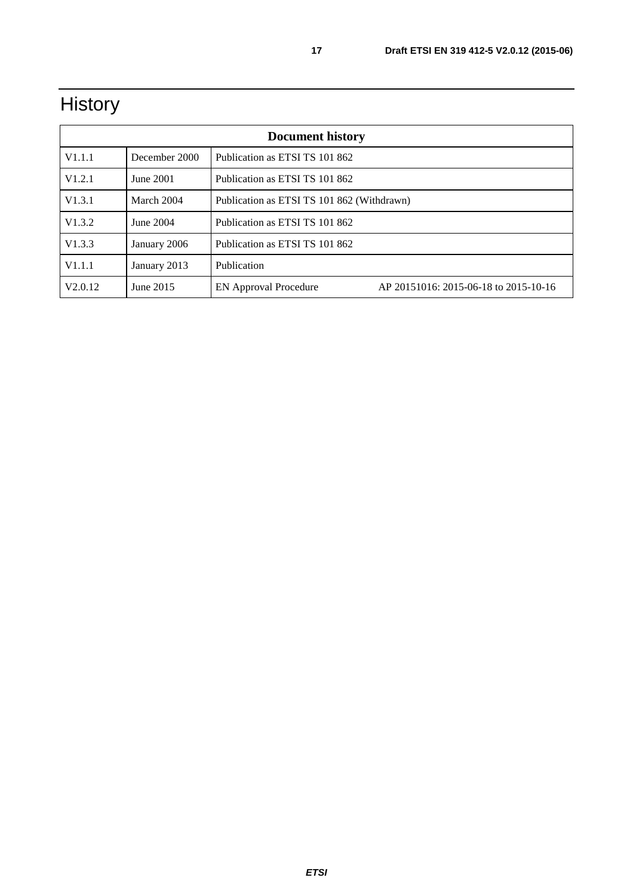# History

| Document history | | |
|---|---|---|
| V1.1.1 | December 2000 | Publication as ETSI TS 101 862 |
| V1.2.1 | June 2001 | Publication as ETSI TS 101 862 |
| V1.3.1 | March 2004 | Publication as ETSI TS 101 862 (Withdrawn) |
| V1.3.2 | June 2004 | Publication as ETSI TS 101 862 |
| V1.3.3 | January 2006 | Publication as ETSI TS 101 862 |
| V1.1.1 | January 2013 | Publication |
| V2.0.12 | June 2015 | EN Approval Procedure AP 20151016: 2015-06-18 to 2015-10-16 |